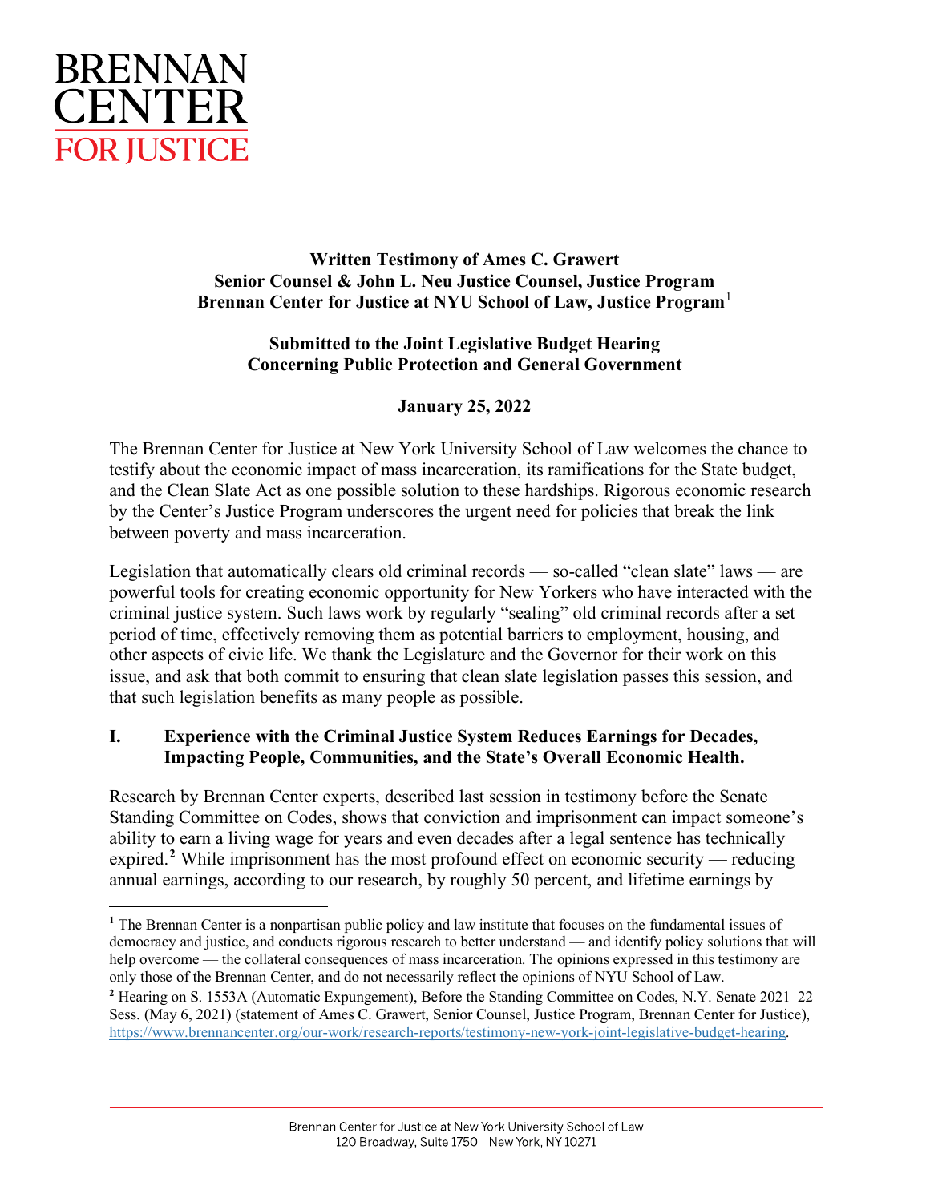BRENNAN CENTER FOR JUSTICE

**Written Testimony of Ames C. Grawert**
**Senior Counsel & John L. Neu Justice Counsel, Justice Program**
**Brennan Center for Justice at NYU School of Law, Justice Program**[1]

**Submitted to the Joint Legislative Budget Hearing**
**Concerning Public Protection and General Government**

**January 25, 2022**

The Brennan Center for Justice at New York University School of Law welcomes the chance to testify about the economic impact of mass incarceration, its ramifications for the State budget, and the Clean Slate Act as one possible solution to these hardships. Rigorous economic research by the Center's Justice Program underscores the urgent need for policies that break the link between poverty and mass incarceration.

Legislation that automatically clears old criminal records — so-called "clean slate" laws — are powerful tools for creating economic opportunity for New Yorkers who have interacted with the criminal justice system. Such laws work by regularly "sealing" old criminal records after a set period of time, effectively removing them as potential barriers to employment, housing, and other aspects of civic life. We thank the Legislature and the Governor for their work on this issue, and ask that both commit to ensuring that clean slate legislation passes this session, and that such legislation benefits as many people as possible.

## I. Experience with the Criminal Justice System Reduces Earnings for Decades, Impacting People, Communities, and the State's Overall Economic Health.

Research by Brennan Center experts, described last session in testimony before the Senate Standing Committee on Codes, shows that conviction and imprisonment can impact someone's ability to earn a living wage for years and even decades after a legal sentence has technically expired.[2] While imprisonment has the most profound effect on economic security — reducing annual earnings, according to our research, by roughly 50 percent, and lifetime earnings by

---

[1] The Brennan Center is a nonpartisan public policy and law institute that focuses on the fundamental issues of democracy and justice, and conducts rigorous research to better understand — and identify policy solutions that will help overcome — the collateral consequences of mass incarceration. The opinions expressed in this testimony are only those of the Brennan Center, and do not necessarily reflect the opinions of NYU School of Law.

[2] Hearing on S. 1553A (Automatic Expungement), Before the Standing Committee on Codes, N.Y. Senate 2021–22 Sess. (May 6, 2021) (statement of Ames C. Grawert, Senior Counsel, Justice Program, Brennan Center for Justice), https://www.brennancenter.org/our-work/research-reports/testimony-new-york-joint-legislative-budget-hearing.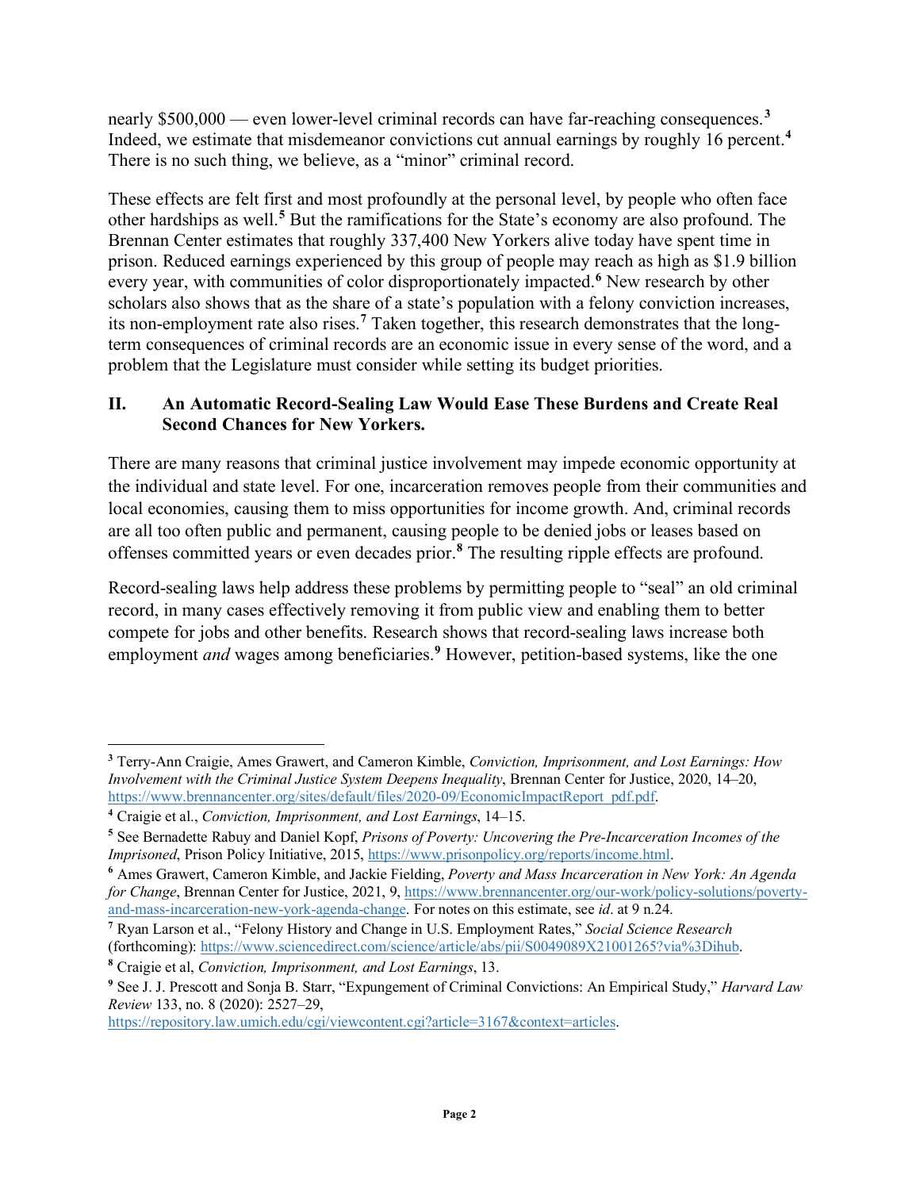nearly $500,000 — even lower-level criminal records can have far-reaching consequences.[3] Indeed, we estimate that misdemeanor convictions cut annual earnings by roughly 16 percent.[4] There is no such thing, we believe, as a "minor" criminal record.

These effects are felt first and most profoundly at the personal level, by people who often face other hardships as well.[5] But the ramifications for the State's economy are also profound. The Brennan Center estimates that roughly 337,400 New Yorkers alive today have spent time in prison. Reduced earnings experienced by this group of people may reach as high as $1.9 billion every year, with communities of color disproportionately impacted.[6] New research by other scholars also shows that as the share of a state's population with a felony conviction increases, its non-employment rate also rises.[7] Taken together, this research demonstrates that the long-term consequences of criminal records are an economic issue in every sense of the word, and a problem that the Legislature must consider while setting its budget priorities.

## II. An Automatic Record-Sealing Law Would Ease These Burdens and Create Real Second Chances for New Yorkers.

There are many reasons that criminal justice involvement may impede economic opportunity at the individual and state level. For one, incarceration removes people from their communities and local economies, causing them to miss opportunities for income growth. And, criminal records are all too often public and permanent, causing people to be denied jobs or leases based on offenses committed years or even decades prior.[8] The resulting ripple effects are profound.

Record-sealing laws help address these problems by permitting people to "seal" an old criminal record, in many cases effectively removing it from public view and enabling them to better compete for jobs and other benefits. Research shows that record-sealing laws increase both employment *and* wages among beneficiaries.[9] However, petition-based systems, like the one

---

[3] Terry-Ann Craigie, Ames Grawert, and Cameron Kimble, *Conviction, Imprisonment, and Lost Earnings: How Involvement with the Criminal Justice System Deepens Inequality*, Brennan Center for Justice, 2020, 14–20, https://www.brennancenter.org/sites/default/files/2020-09/EconomicImpactReport_pdf.pdf.

[4] Craigie et al., *Conviction, Imprisonment, and Lost Earnings*, 14–15.

[5] See Bernadette Rabuy and Daniel Kopf, *Prisons of Poverty: Uncovering the Pre-Incarceration Incomes of the Imprisoned*, Prison Policy Initiative, 2015, https://www.prisonpolicy.org/reports/income.html.

[6] Ames Grawert, Cameron Kimble, and Jackie Fielding, *Poverty and Mass Incarceration in New York: An Agenda for Change*, Brennan Center for Justice, 2021, 9, https://www.brennancenter.org/our-work/policy-solutions/poverty-and-mass-incarceration-new-york-agenda-change. For notes on this estimate, see *id*. at 9 n.24.

[7] Ryan Larson et al., "Felony History and Change in U.S. Employment Rates," *Social Science Research* (forthcoming): https://www.sciencedirect.com/science/article/abs/pii/S0049089X21001265?via%3Dihub.

[8] Craigie et al, *Conviction, Imprisonment, and Lost Earnings*, 13.

[9] See J. J. Prescott and Sonja B. Starr, "Expungement of Criminal Convictions: An Empirical Study," *Harvard Law Review* 133, no. 8 (2020): 2527–29, https://repository.law.umich.edu/cgi/viewcontent.cgi?article=3167&context=articles.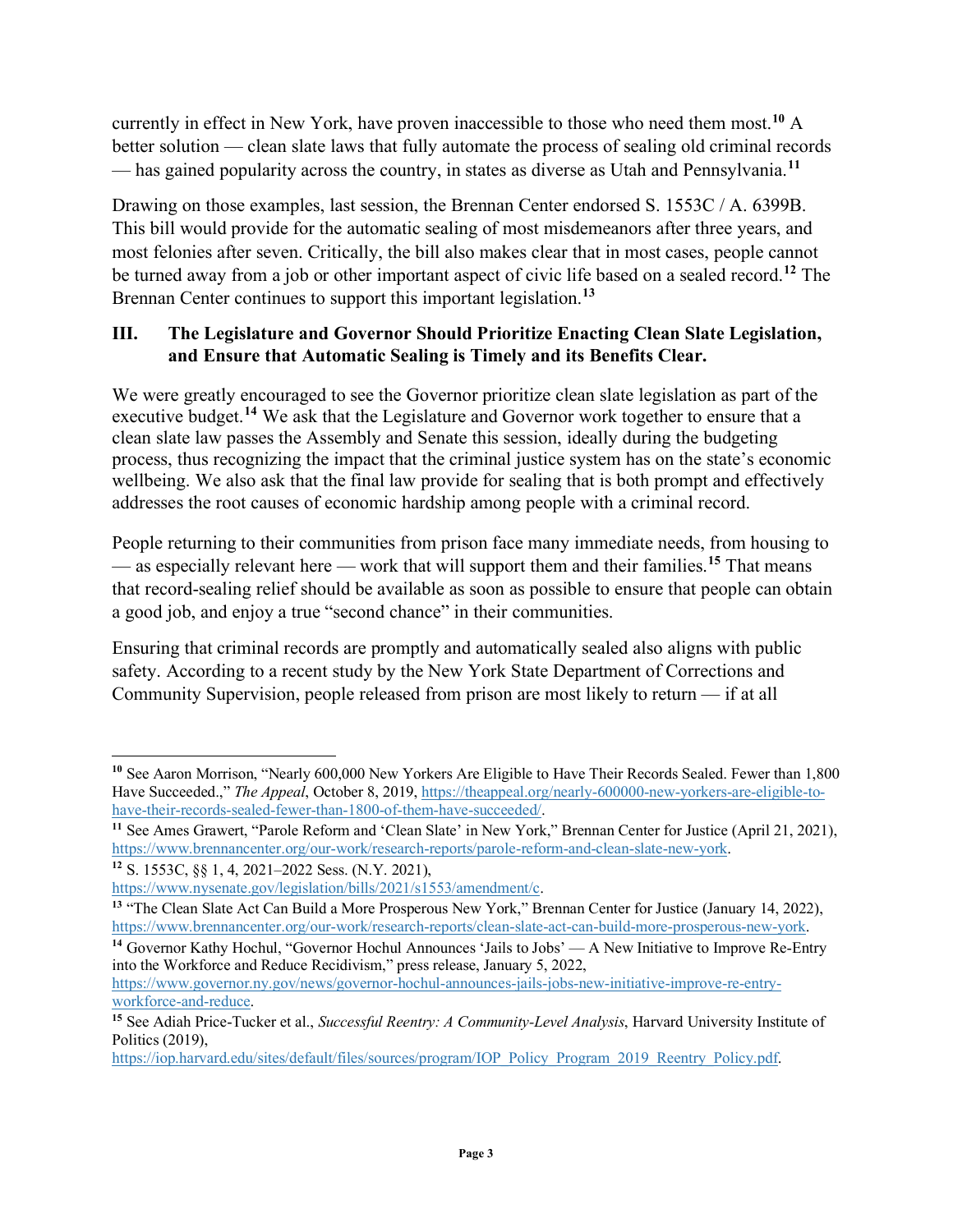currently in effect in New York, have proven inaccessible to those who need them most.[10] A better solution — clean slate laws that fully automate the process of sealing old criminal records — has gained popularity across the country, in states as diverse as Utah and Pennsylvania.[11]

Drawing on those examples, last session, the Brennan Center endorsed S. 1553C / A. 6399B. This bill would provide for the automatic sealing of most misdemeanors after three years, and most felonies after seven. Critically, the bill also makes clear that in most cases, people cannot be turned away from a job or other important aspect of civic life based on a sealed record.[12] The Brennan Center continues to support this important legislation.[13]

## III. The Legislature and Governor Should Prioritize Enacting Clean Slate Legislation, and Ensure that Automatic Sealing is Timely and its Benefits Clear.

We were greatly encouraged to see the Governor prioritize clean slate legislation as part of the executive budget.[14] We ask that the Legislature and Governor work together to ensure that a clean slate law passes the Assembly and Senate this session, ideally during the budgeting process, thus recognizing the impact that the criminal justice system has on the state's economic wellbeing. We also ask that the final law provide for sealing that is both prompt and effectively addresses the root causes of economic hardship among people with a criminal record.

People returning to their communities from prison face many immediate needs, from housing to — as especially relevant here — work that will support them and their families.[15] That means that record-sealing relief should be available as soon as possible to ensure that people can obtain a good job, and enjoy a true "second chance" in their communities.

Ensuring that criminal records are promptly and automatically sealed also aligns with public safety. According to a recent study by the New York State Department of Corrections and Community Supervision, people released from prison are most likely to return — if at all

---

[10] See Aaron Morrison, "Nearly 600,000 New Yorkers Are Eligible to Have Their Records Sealed. Fewer than 1,800 Have Succeeded.," *The Appeal*, October 8, 2019, https://theappeal.org/nearly-600000-new-yorkers-are-eligible-to-have-their-records-sealed-fewer-than-1800-of-them-have-succeeded/.

[11] See Ames Grawert, "Parole Reform and 'Clean Slate' in New York," Brennan Center for Justice (April 21, 2021), https://www.brennancenter.org/our-work/research-reports/parole-reform-and-clean-slate-new-york.

[12] S. 1553C, §§ 1, 4, 2021–2022 Sess. (N.Y. 2021), https://www.nysenate.gov/legislation/bills/2021/s1553/amendment/c.

[13] "The Clean Slate Act Can Build a More Prosperous New York," Brennan Center for Justice (January 14, 2022), https://www.brennancenter.org/our-work/research-reports/clean-slate-act-can-build-more-prosperous-new-york.

[14] Governor Kathy Hochul, "Governor Hochul Announces 'Jails to Jobs' — A New Initiative to Improve Re-Entry into the Workforce and Reduce Recidivism," press release, January 5, 2022, https://www.governor.ny.gov/news/governor-hochul-announces-jails-jobs-new-initiative-improve-re-entry-workforce-and-reduce.

[15] See Adiah Price-Tucker et al., *Successful Reentry: A Community-Level Analysis*, Harvard University Institute of Politics (2019), https://iop.harvard.edu/sites/default/files/sources/program/IOP_Policy_Program_2019_Reentry_Policy.pdf.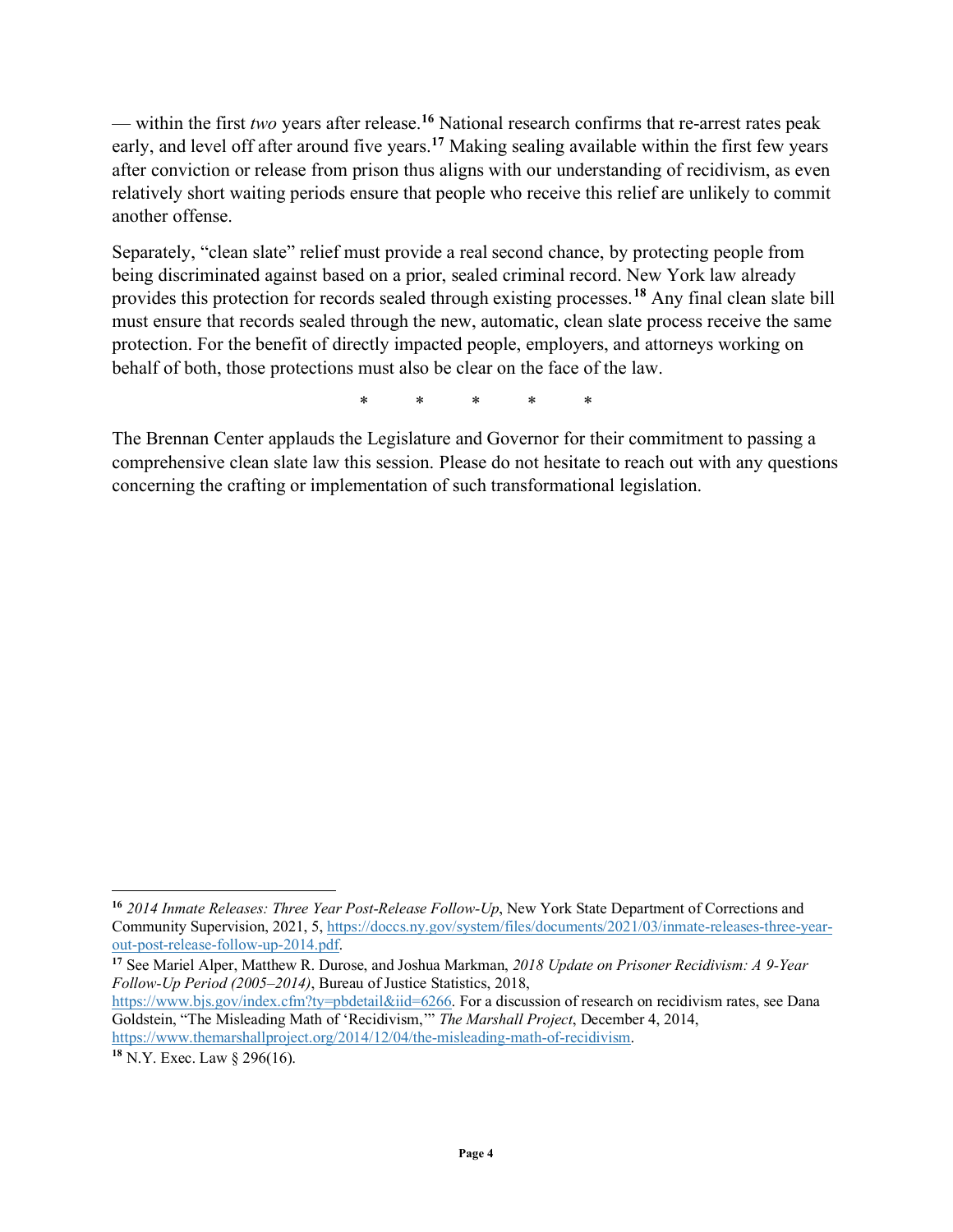— within the first *two* years after release.[16] National research confirms that re-arrest rates peak early, and level off after around five years.[17] Making sealing available within the first few years after conviction or release from prison thus aligns with our understanding of recidivism, as even relatively short waiting periods ensure that people who receive this relief are unlikely to commit another offense.

Separately, "clean slate" relief must provide a real second chance, by protecting people from being discriminated against based on a prior, sealed criminal record. New York law already provides this protection for records sealed through existing processes.[18] Any final clean slate bill must ensure that records sealed through the new, automatic, clean slate process receive the same protection. For the benefit of directly impacted people, employers, and attorneys working on behalf of both, those protections must also be clear on the face of the law.

\*     \*     \*     \*     \*

The Brennan Center applauds the Legislature and Governor for their commitment to passing a comprehensive clean slate law this session. Please do not hesitate to reach out with any questions concerning the crafting or implementation of such transformational legislation.

---

[16] *2014 Inmate Releases: Three Year Post-Release Follow-Up*, New York State Department of Corrections and Community Supervision, 2021, 5, https://doccs.ny.gov/system/files/documents/2021/03/inmate-releases-three-year-out-post-release-follow-up-2014.pdf.

[17] See Mariel Alper, Matthew R. Durose, and Joshua Markman, *2018 Update on Prisoner Recidivism: A 9-Year Follow-Up Period (2005–2014)*, Bureau of Justice Statistics, 2018, https://www.bjs.gov/index.cfm?ty=pbdetail&iid=6266. For a discussion of research on recidivism rates, see Dana Goldstein, "The Misleading Math of 'Recidivism,'" *The Marshall Project*, December 4, 2014, https://www.themarshallproject.org/2014/12/04/the-misleading-math-of-recidivism.

[18] N.Y. Exec. Law § 296(16).